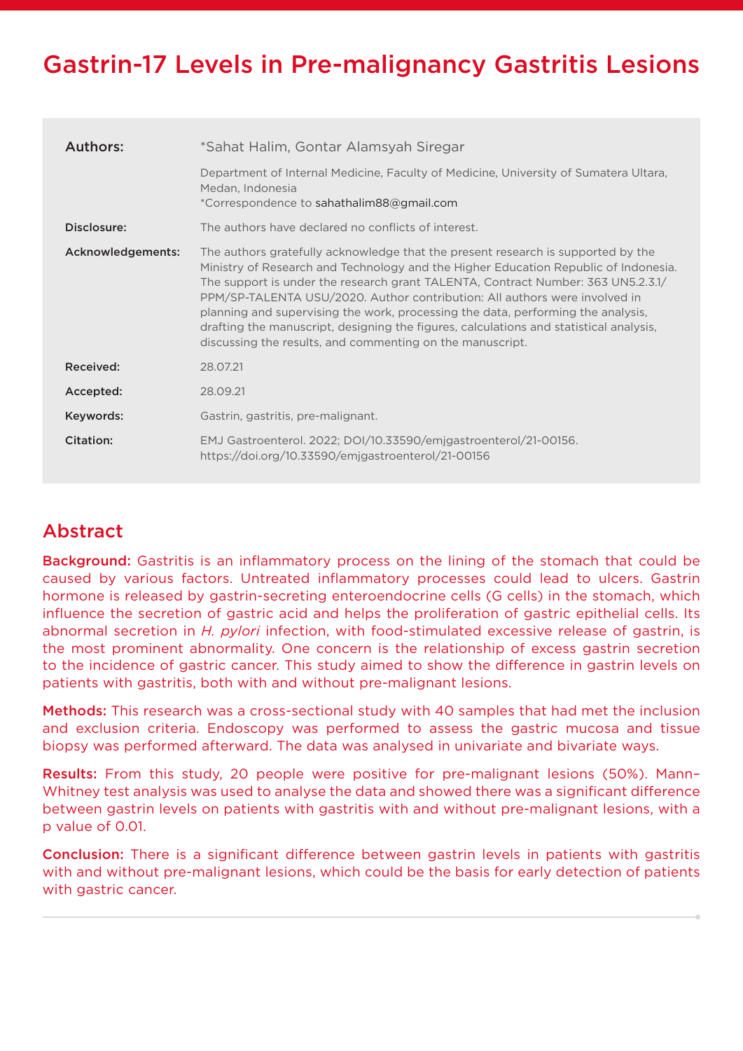# Gastrin-17 Levels in Pre-malignancy Gastritis Lesions

**Authors:** *Sahat Halim, Gontar Alamsyah Siregar

Department of Internal Medicine, Faculty of Medicine, University of Sumatera Ultara, Medan, Indonesia
*Correspondence to sahathalim88@gmail.com

**Disclosure:** The authors have declared no conflicts of interest.

**Acknowledgements:** The authors gratefully acknowledge that the present research is supported by the Ministry of Research and Technology and the Higher Education Republic of Indonesia. The support is under the research grant TALENTA, Contract Number: 363 UN5.2.3.1/PPM/SP-TALENTA USU/2020. Author contribution: All authors were involved in planning and supervising the work, processing the data, performing the analysis, drafting the manuscript, designing the figures, calculations and statistical analysis, discussing the results, and commenting on the manuscript.

**Received:** 28.07.21

**Accepted:** 28.09.21

**Keywords:** Gastrin, gastritis, pre-malignant.

**Citation:** EMJ Gastroenterol. 2022; DOI/10.33590/emjgastroenterol/21-00156. https://doi.org/10.33590/emjgastroenterol/21-00156

## Abstract

**Background:** Gastritis is an inflammatory process on the lining of the stomach that could be caused by various factors. Untreated inflammatory processes could lead to ulcers. Gastrin hormone is released by gastrin-secreting enteroendocrine cells (G cells) in the stomach, which influence the secretion of gastric acid and helps the proliferation of gastric epithelial cells. Its abnormal secretion in *H. pylori* infection, with food-stimulated excessive release of gastrin, is the most prominent abnormality. One concern is the relationship of excess gastrin secretion to the incidence of gastric cancer. This study aimed to show the difference in gastrin levels on patients with gastritis, both with and without pre-malignant lesions.

**Methods:** This research was a cross-sectional study with 40 samples that had met the inclusion and exclusion criteria. Endoscopy was performed to assess the gastric mucosa and tissue biopsy was performed afterward. The data was analysed in univariate and bivariate ways.

**Results:** From this study, 20 people were positive for pre-malignant lesions (50%). Mann–Whitney test analysis was used to analyse the data and showed there was a significant difference between gastrin levels on patients with gastritis with and without pre-malignant lesions, with a p value of 0.01.

**Conclusion:** There is a significant difference between gastrin levels in patients with gastritis with and without pre-malignant lesions, which could be the basis for early detection of patients with gastric cancer.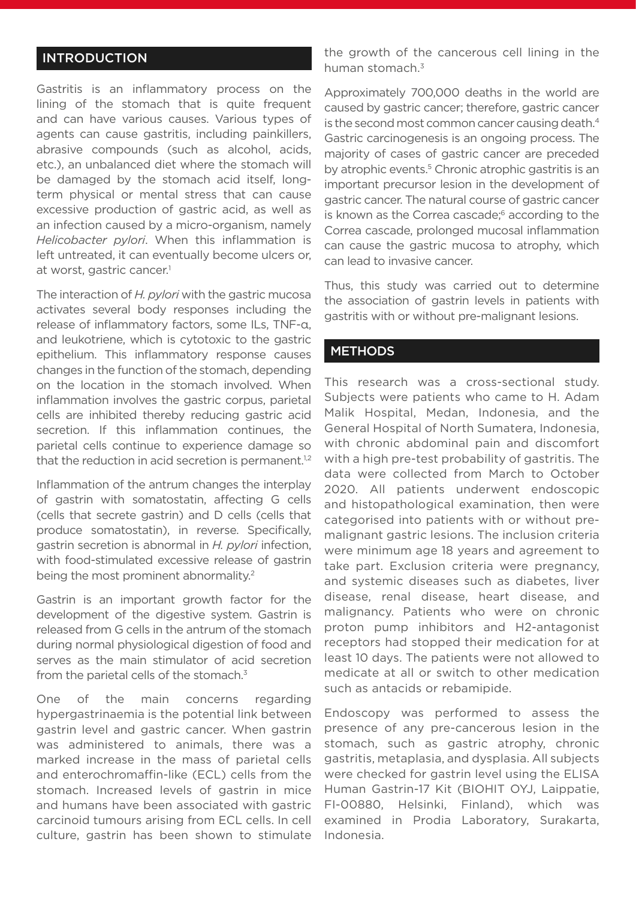## INTRODUCTION

Gastritis is an inflammatory process on the lining of the stomach that is quite frequent and can have various causes. Various types of agents can cause gastritis, including painkillers, abrasive compounds (such as alcohol, acids, etc.), an unbalanced diet where the stomach will be damaged by the stomach acid itself, long-term physical or mental stress that can cause excessive production of gastric acid, as well as an infection caused by a micro-organism, namely *Helicobacter pylori*. When this inflammation is left untreated, it can eventually become ulcers or, at worst, gastric cancer.[1]

The interaction of *H. pylori* with the gastric mucosa activates several body responses including the release of inflammatory factors, some ILs, TNF-α, and leukotriene, which is cytotoxic to the gastric epithelium. This inflammatory response causes changes in the function of the stomach, depending on the location in the stomach involved. When inflammation involves the gastric corpus, parietal cells are inhibited thereby reducing gastric acid secretion. If this inflammation continues, the parietal cells continue to experience damage so that the reduction in acid secretion is permanent.[1,2]

Inflammation of the antrum changes the interplay of gastrin with somatostatin, affecting G cells (cells that secrete gastrin) and D cells (cells that produce somatostatin), in reverse. Specifically, gastrin secretion is abnormal in *H. pylori* infection, with food-stimulated excessive release of gastrin being the most prominent abnormality.[2]

Gastrin is an important growth factor for the development of the digestive system. Gastrin is released from G cells in the antrum of the stomach during normal physiological digestion of food and serves as the main stimulator of acid secretion from the parietal cells of the stomach.[3]

One of the main concerns regarding hypergastrinaemia is the potential link between gastrin level and gastric cancer. When gastrin was administered to animals, there was a marked increase in the mass of parietal cells and enterochromaffin-like (ECL) cells from the stomach. Increased levels of gastrin in mice and humans have been associated with gastric carcinoid tumours arising from ECL cells. In cell culture, gastrin has been shown to stimulate the growth of the cancerous cell lining in the human stomach.[3]

Approximately 700,000 deaths in the world are caused by gastric cancer; therefore, gastric cancer is the second most common cancer causing death.[4] Gastric carcinogenesis is an ongoing process. The majority of cases of gastric cancer are preceded by atrophic events.[5] Chronic atrophic gastritis is an important precursor lesion in the development of gastric cancer. The natural course of gastric cancer is known as the Correa cascade;[6] according to the Correa cascade, prolonged mucosal inflammation can cause the gastric mucosa to atrophy, which can lead to invasive cancer.

Thus, this study was carried out to determine the association of gastrin levels in patients with gastritis with or without pre-malignant lesions.

## METHODS

This research was a cross-sectional study. Subjects were patients who came to H. Adam Malik Hospital, Medan, Indonesia, and the General Hospital of North Sumatera, Indonesia, with chronic abdominal pain and discomfort with a high pre-test probability of gastritis. The data were collected from March to October 2020. All patients underwent endoscopic and histopathological examination, then were categorised into patients with or without pre-malignant gastric lesions. The inclusion criteria were minimum age 18 years and agreement to take part. Exclusion criteria were pregnancy, and systemic diseases such as diabetes, liver disease, renal disease, heart disease, and malignancy. Patients who were on chronic proton pump inhibitors and H2-antagonist receptors had stopped their medication for at least 10 days. The patients were not allowed to medicate at all or switch to other medication such as antacids or rebamipide.

Endoscopy was performed to assess the presence of any pre-cancerous lesion in the stomach, such as gastric atrophy, chronic gastritis, metaplasia, and dysplasia. All subjects were checked for gastrin level using the ELISA Human Gastrin-17 Kit (BIOHIT OYJ, Laippatie, FI-00880, Helsinki, Finland), which was examined in Prodia Laboratory, Surakarta, Indonesia.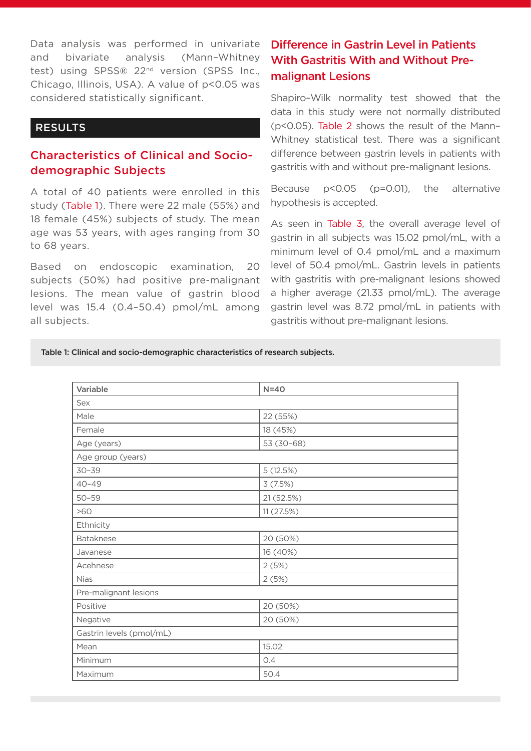Data analysis was performed in univariate and bivariate analysis (Mann–Whitney test) using SPSS® 22nd version (SPSS Inc., Chicago, Illinois, USA). A value of $p<0.05$ was considered statistically significant.

## RESULTS

### Characteristics of Clinical and Socio-demographic Subjects

A total of 40 patients were enrolled in this study (Table 1). There were 22 male (55%) and 18 female (45%) subjects of study. The mean age was 53 years, with ages ranging from 30 to 68 years.

Based on endoscopic examination, 20 subjects (50%) had positive pre-malignant lesions. The mean value of gastrin blood level was 15.4 (0.4–50.4) pmol/mL among all subjects.

### Difference in Gastrin Level in Patients With Gastritis With and Without Pre-malignant Lesions

Shapiro–Wilk normality test showed that the data in this study were not normally distributed ($p<0.05$). Table 2 shows the result of the Mann–Whitney statistical test. There was a significant difference between gastrin levels in patients with gastritis with and without pre-malignant lesions.

Because $p<0.05$ ($p=0.01$), the alternative hypothesis is accepted.

As seen in Table 3, the overall average level of gastrin in all subjects was 15.02 pmol/mL, with a minimum level of 0.4 pmol/mL and a maximum level of 50.4 pmol/mL. Gastrin levels in patients with gastritis with pre-malignant lesions showed a higher average (21.33 pmol/mL). The average gastrin level was 8.72 pmol/mL in patients with gastritis without pre-malignant lesions.

**Table 1: Clinical and socio-demographic characteristics of research subjects.**

| Variable | N=40 |
|---|---|
| Sex | |
| Male | 22 (55%) |
| Female | 18 (45%) |
| Age (years) | 53 (30–68) |
| Age group (years) | |
| 30–39 | 5 (12.5%) |
| 40–49 | 3 (7.5%) |
| 50–59 | 21 (52.5%) |
| >60 | 11 (27.5%) |
| Ethnicity | |
| Bataknese | 20 (50%) |
| Javanese | 16 (40%) |
| Acehnese | 2 (5%) |
| Nias | 2 (5%) |
| Pre-malignant lesions | |
| Positive | 20 (50%) |
| Negative | 20 (50%) |
| Gastrin levels (pmol/mL) | |
| Mean | 15.02 |
| Minimum | 0.4 |
| Maximum | 50.4 |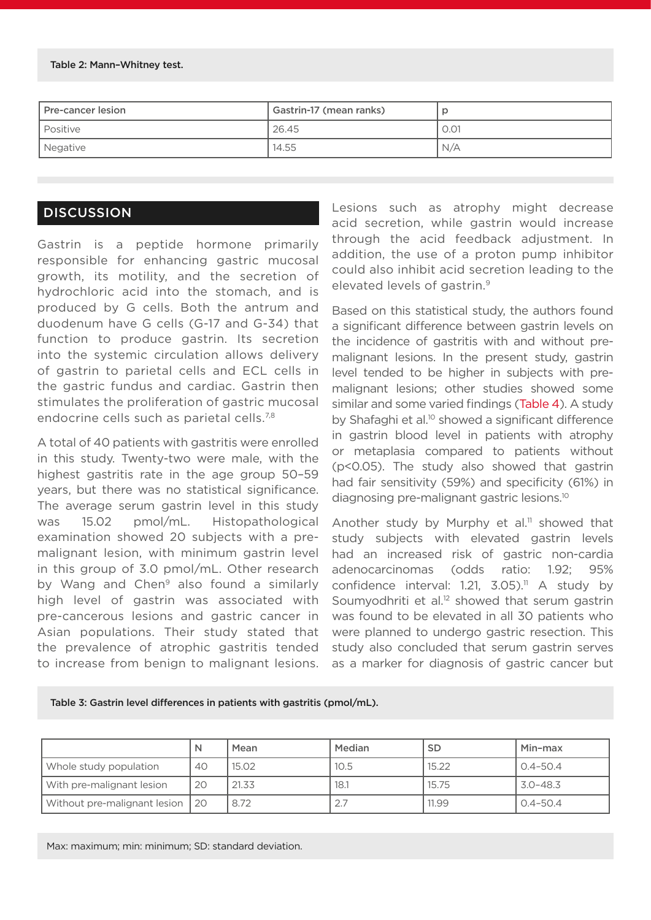Table 2: Mann–Whitney test.

| Pre-cancer lesion | Gastrin-17 (mean ranks) | p |
| --- | --- | --- |
| Positive | 26.45 | 0.01 |
| Negative | 14.55 | N/A |

## DISCUSSION

Gastrin is a peptide hormone primarily responsible for enhancing gastric mucosal growth, its motility, and the secretion of hydrochloric acid into the stomach, and is produced by G cells. Both the antrum and duodenum have G cells (G-17 and G-34) that function to produce gastrin. Its secretion into the systemic circulation allows delivery of gastrin to parietal cells and ECL cells in the gastric fundus and cardiac. Gastrin then stimulates the proliferation of gastric mucosal endocrine cells such as parietal cells.[7,8]

A total of 40 patients with gastritis were enrolled in this study. Twenty-two were male, with the highest gastritis rate in the age group 50–59 years, but there was no statistical significance. The average serum gastrin level in this study was 15.02 pmol/mL. Histopathological examination showed 20 subjects with a pre-malignant lesion, with minimum gastrin level in this group of 3.0 pmol/mL. Other research by Wang and Chen[9] also found a similarly high level of gastrin was associated with pre-cancerous lesions and gastric cancer in Asian populations. Their study stated that the prevalence of atrophic gastritis tended to increase from benign to malignant lesions. Lesions such as atrophy might decrease acid secretion, while gastrin would increase through the acid feedback adjustment. In addition, the use of a proton pump inhibitor could also inhibit acid secretion leading to the elevated levels of gastrin.[9]

Based on this statistical study, the authors found a significant difference between gastrin levels on the incidence of gastritis with and without pre-malignant lesions. In the present study, gastrin level tended to be higher in subjects with pre-malignant lesions; other studies showed some similar and some varied findings (Table 4). A study by Shafaghi et al.[10] showed a significant difference in gastrin blood level in patients with atrophy or metaplasia compared to patients without ($p<0.05$). The study also showed that gastrin had fair sensitivity (59%) and specificity (61%) in diagnosing pre-malignant gastric lesions.[10]

Another study by Murphy et al.[11] showed that study subjects with elevated gastrin levels had an increased risk of gastric non-cardia adenocarcinomas (odds ratio: 1.92; 95% confidence interval: 1.21, 3.05).[11] A study by Soumyodhriti et al.[12] showed that serum gastrin was found to be elevated in all 30 patients who were planned to undergo gastric resection. This study also concluded that serum gastrin serves as a marker for diagnosis of gastric cancer but

Table 3: Gastrin level differences in patients with gastritis (pmol/mL).

| | N | Mean | Median | SD | Min–max |
| --- | --- | --- | --- | --- | --- |
| Whole study population | 40 | 15.02 | 10.5 | 15.22 | 0.4–50.4 |
| With pre-malignant lesion | 20 | 21.33 | 18.1 | 15.75 | 3.0–48.3 |
| Without pre-malignant lesion | 20 | 8.72 | 2.7 | 11.99 | 0.4–50.4 |

Max: maximum; min: minimum; SD: standard deviation.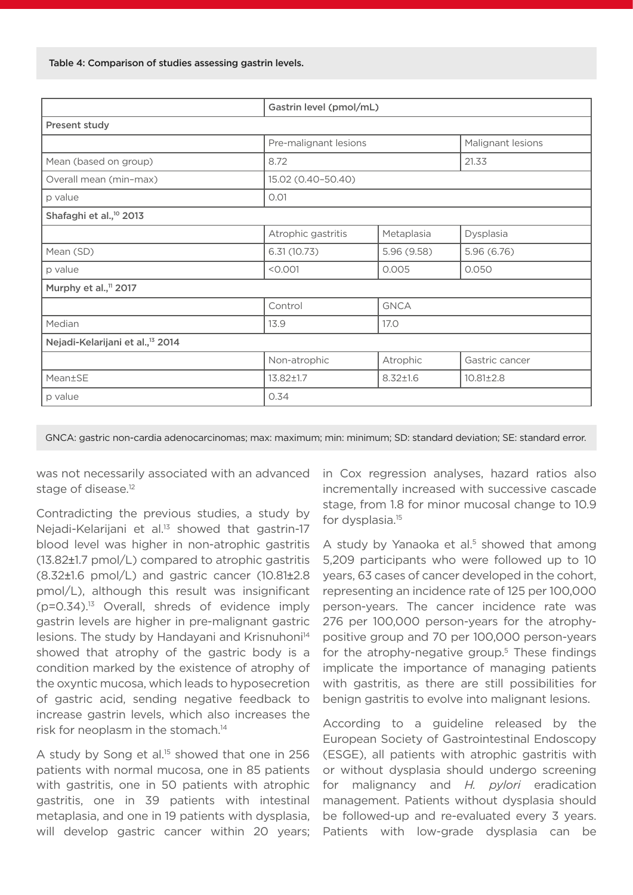Table 4: Comparison of studies assessing gastrin levels.

| | Gastrin level (pmol/mL) | | |
|---|---|---|---|
| **Present study** | | | |
| | Pre-malignant lesions | | Malignant lesions |
| Mean (based on group) | 8.72 | | 21.33 |
| Overall mean (min–max) | 15.02 (0.40–50.40) | | |
| p value | 0.01 | | |
| **Shafaghi et al.,[10] 2013** | | | |
| | Atrophic gastritis | Metaplasia | Dysplasia |
| Mean (SD) | 6.31 (10.73) | 5.96 (9.58) | 5.96 (6.76) |
| p value | <0.001 | 0.005 | 0.050 |
| **Murphy et al.,[11] 2017** | | | |
| | Control | GNCA | |
| Median | 13.9 | 17.0 | |
| **Nejadi-Kelarijani et al.,[13] 2014** | | | |
| | Non-atrophic | Atrophic | Gastric cancer |
| Mean±SE | 13.82±1.7 | 8.32±1.6 | 10.81±2.8 |
| p value | 0.34 | | |

GNCA: gastric non-cardia adenocarcinomas; max: maximum; min: minimum; SD: standard deviation; SE: standard error.

was not necessarily associated with an advanced stage of disease.[12]

Contradicting the previous studies, a study by Nejadi-Kelarijani et al.[13] showed that gastrin-17 blood level was higher in non-atrophic gastritis (13.82±1.7 pmol/L) compared to atrophic gastritis (8.32±1.6 pmol/L) and gastric cancer (10.81±2.8 pmol/L), although this result was insignificant (p=0.34).[13] Overall, shreds of evidence imply gastrin levels are higher in pre-malignant gastric lesions. The study by Handayani and Krisnuhoni[14] showed that atrophy of the gastric body is a condition marked by the existence of atrophy of the oxyntic mucosa, which leads to hyposecretion of gastric acid, sending negative feedback to increase gastrin levels, which also increases the risk for neoplasm in the stomach.[14]

A study by Song et al.[15] showed that one in 256 patients with normal mucosa, one in 85 patients with gastritis, one in 50 patients with atrophic gastritis, one in 39 patients with intestinal metaplasia, and one in 19 patients with dysplasia, will develop gastric cancer within 20 years; in Cox regression analyses, hazard ratios also incrementally increased with successive cascade stage, from 1.8 for minor mucosal change to 10.9 for dysplasia.[15]

A study by Yanaoka et al.[5] showed that among 5,209 participants who were followed up to 10 years, 63 cases of cancer developed in the cohort, representing an incidence rate of 125 per 100,000 person-years. The cancer incidence rate was 276 per 100,000 person-years for the atrophy-positive group and 70 per 100,000 person-years for the atrophy-negative group.[5] These findings implicate the importance of managing patients with gastritis, as there are still possibilities for benign gastritis to evolve into malignant lesions.

According to a guideline released by the European Society of Gastrointestinal Endoscopy (ESGE), all patients with atrophic gastritis with or without dysplasia should undergo screening for malignancy and *H. pylori* eradication management. Patients without dysplasia should be followed-up and re-evaluated every 3 years. Patients with low-grade dysplasia can be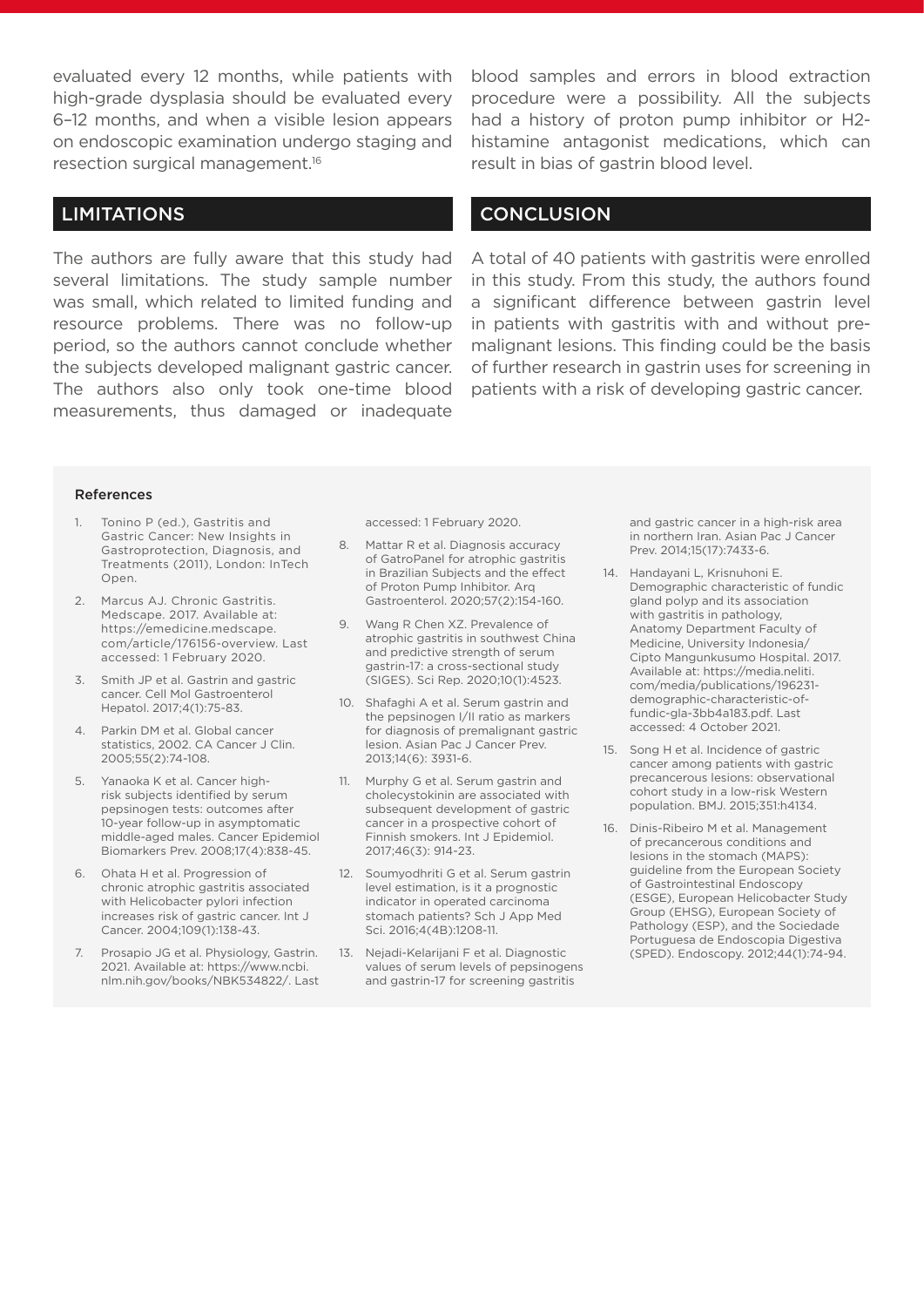evaluated every 12 months, while patients with high-grade dysplasia should be evaluated every 6–12 months, and when a visible lesion appears on endoscopic examination undergo staging and resection surgical management.[16]

## LIMITATIONS

The authors are fully aware that this study had several limitations. The study sample number was small, which related to limited funding and resource problems. There was no follow-up period, so the authors cannot conclude whether the subjects developed malignant gastric cancer. The authors also only took one-time blood measurements, thus damaged or inadequate blood samples and errors in blood extraction procedure were a possibility. All the subjects had a history of proton pump inhibitor or H2-histamine antagonist medications, which can result in bias of gastrin blood level.

## CONCLUSION

A total of 40 patients with gastritis were enrolled in this study. From this study, the authors found a significant difference between gastrin level in patients with gastritis with and without pre-malignant lesions. This finding could be the basis of further research in gastrin uses for screening in patients with a risk of developing gastric cancer.

### References

1. Tonino P (ed.), Gastritis and Gastric Cancer: New Insights in Gastroprotection, Diagnosis, and Treatments (2011), London: InTech Open.
2. Marcus AJ. Chronic Gastritis. Medscape. 2017. Available at: https://emedicine.medscape.com/article/176156-overview. Last accessed: 1 February 2020.
3. Smith JP et al. Gastrin and gastric cancer. Cell Mol Gastroenterol Hepatol. 2017;4(1):75-83.
4. Parkin DM et al. Global cancer statistics, 2002. CA Cancer J Clin. 2005;55(2):74-108.
5. Yanaoka K et al. Cancer high-risk subjects identified by serum pepsinogen tests: outcomes after 10-year follow-up in asymptomatic middle-aged males. Cancer Epidemiol Biomarkers Prev. 2008;17(4):838-45.
6. Ohata H et al. Progression of chronic atrophic gastritis associated with Helicobacter pylori infection increases risk of gastric cancer. Int J Cancer. 2004;109(1):138-43.
7. Prosapio JG et al. Physiology, Gastrin. 2021. Available at: https://www.ncbi.nlm.nih.gov/books/NBK534822/. Last accessed: 1 February 2020.
8. Mattar R et al. Diagnosis accuracy of GatroPanel for atrophic gastritis in Brazilian Subjects and the effect of Proton Pump Inhibitor. Arq Gastroenterol. 2020;57(2):154-160.
9. Wang R Chen XZ. Prevalence of atrophic gastritis in southwest China and predictive strength of serum gastrin-17: a cross-sectional study (SIGES). Sci Rep. 2020;10(1):4523.
10. Shafaghi A et al. Serum gastrin and the pepsinogen I/II ratio as markers for diagnosis of premalignant gastric lesion. Asian Pac J Cancer Prev. 2013;14(6): 3931-6.
11. Murphy G et al. Serum gastrin and cholecystokinin are associated with subsequent development of gastric cancer in a prospective cohort of Finnish smokers. Int J Epidemiol. 2017;46(3): 914-23.
12. Soumyodhriti G et al. Serum gastrin level estimation, is it a prognostic indicator in operated carcinoma stomach patients? Sch J App Med Sci. 2016;4(4B):1208-11.
13. Nejadi-Kelarijani F et al. Diagnostic values of serum levels of pepsinogens and gastrin-17 for screening gastritis and gastric cancer in a high-risk area in northern Iran. Asian Pac J Cancer Prev. 2014;15(17):7433-6.
14. Handayani L, Krisnuhoni E. Demographic characteristic of fundic gland polyp and its association with gastritis in pathology, Anatomy Department Faculty of Medicine, University Indonesia/ Cipto Mangunkusumo Hospital. 2017. Available at: https://media.neliti.com/media/publications/196231-demographic-characteristic-of-fundic-gla-3bb4a183.pdf. Last accessed: 4 October 2021.
15. Song H et al. Incidence of gastric cancer among patients with gastric precancerous lesions: observational cohort study in a low-risk Western population. BMJ. 2015;351:h4134.
16. Dinis-Ribeiro M et al. Management of precancerous conditions and lesions in the stomach (MAPS): guideline from the European Society of Gastrointestinal Endoscopy (ESGE), European Helicobacter Study Group (EHSG), European Society of Pathology (ESP), and the Sociedade Portuguesa de Endoscopia Digestiva (SPED). Endoscopy. 2012;44(1):74-94.